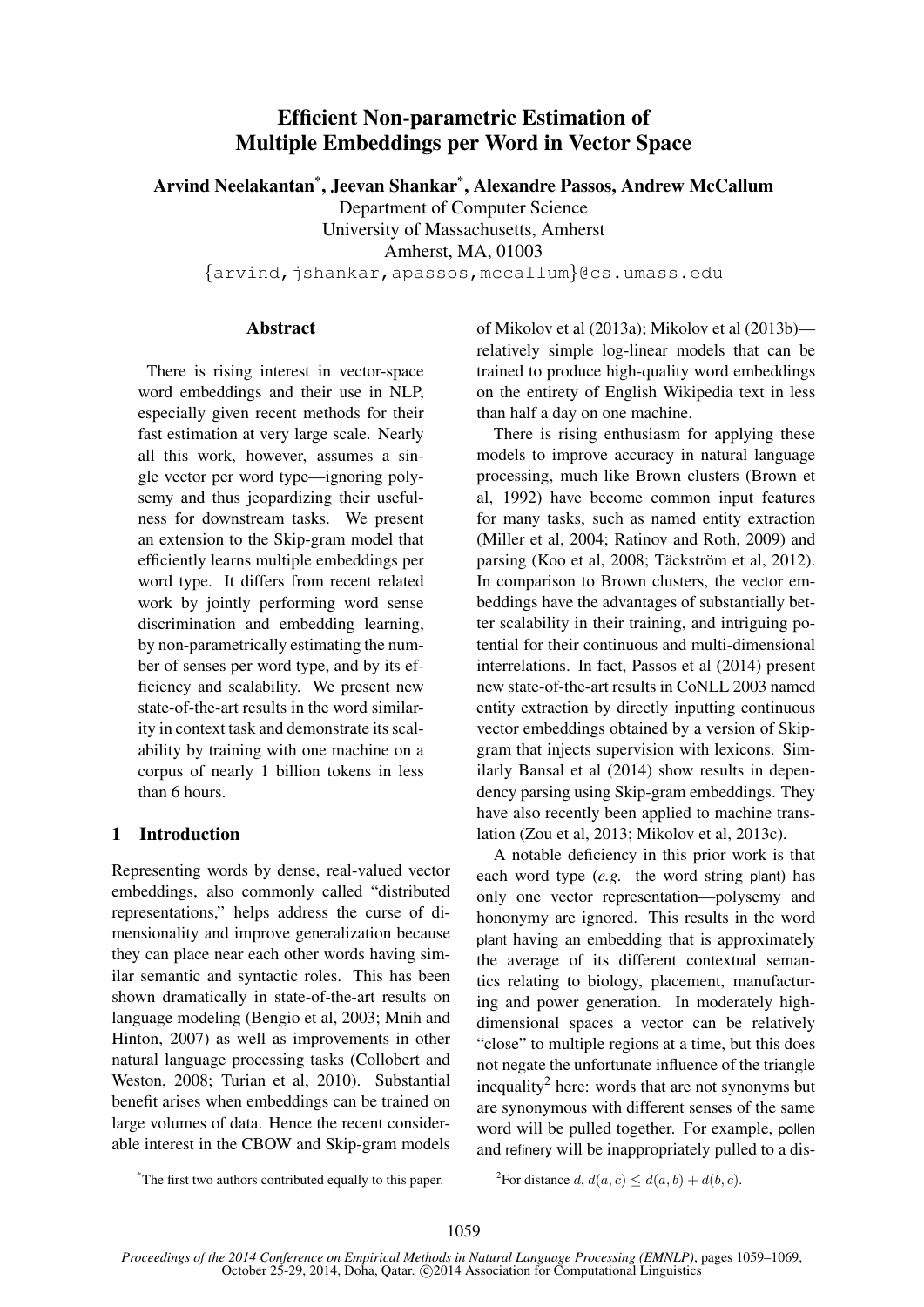# Efficient Non-parametric Estimation of Multiple Embeddings per Word in Vector Space

**Arvind Neelakantan[*], Jeevan Shankar[*], Alexandre Passos, Andrew McCallum**

Department of Computer Science
University of Massachusetts, Amherst
Amherst, MA, 01003
{arvind,jshankar,apassos,mccallum}@cs.umass.edu

## Abstract

There is rising interest in vector-space word embeddings and their use in NLP, especially given recent methods for their fast estimation at very large scale. Nearly all this work, however, assumes a single vector per word type—ignoring polysemy and thus jeopardizing their usefulness for downstream tasks. We present an extension to the Skip-gram model that efficiently learns multiple embeddings per word type. It differs from recent related work by jointly performing word sense discrimination and embedding learning, by non-parametrically estimating the number of senses per word type, and by its efficiency and scalability. We present new state-of-the-art results in the word similarity in context task and demonstrate its scalability by training with one machine on a corpus of nearly 1 billion tokens in less than 6 hours.

## 1 Introduction

Representing words by dense, real-valued vector embeddings, also commonly called "distributed representations," helps address the curse of dimensionality and improve generalization because they can place near each other words having similar semantic and syntactic roles. This has been shown dramatically in state-of-the-art results on language modeling (Bengio et al, 2003; Mnih and Hinton, 2007) as well as improvements in other natural language processing tasks (Collobert and Weston, 2008; Turian et al, 2010). Substantial benefit arises when embeddings can be trained on large volumes of data. Hence the recent considerable interest in the CBOW and Skip-gram models of Mikolov et al (2013a); Mikolov et al (2013b)—relatively simple log-linear models that can be trained to produce high-quality word embeddings on the entirety of English Wikipedia text in less than half a day on one machine.

There is rising enthusiasm for applying these models to improve accuracy in natural language processing, much like Brown clusters (Brown et al, 1992) have become common input features for many tasks, such as named entity extraction (Miller et al, 2004; Ratinov and Roth, 2009) and parsing (Koo et al, 2008; Täckström et al, 2012). In comparison to Brown clusters, the vector embeddings have the advantages of substantially better scalability in their training, and intriguing potential for their continuous and multi-dimensional interrelations. In fact, Passos et al (2014) present new state-of-the-art results in CoNLL 2003 named entity extraction by directly inputting continuous vector embeddings obtained by a version of Skip-gram that injects supervision with lexicons. Similarly Bansal et al (2014) show results in dependency parsing using Skip-gram embeddings. They have also recently been applied to machine translation (Zou et al, 2013; Mikolov et al, 2013c).

A notable deficiency in this prior work is that each word type (*e.g.* the word string plant) has only one vector representation—polysemy and hononymy are ignored. This results in the word plant having an embedding that is approximately the average of its different contextual semantics relating to biology, placement, manufacturing and power generation. In moderately high-dimensional spaces a vector can be relatively "close" to multiple regions at a time, but this does not negate the unfortunate influence of the triangle inequality[2] here: words that are not synonyms but are synonymous with different senses of the same word will be pulled together. For example, pollen and refinery will be inappropriately pulled to a dis-

[*]The first two authors contributed equally to this paper.

[2]For distance $d$, $d(a, c) \leq d(a, b) + d(b, c)$.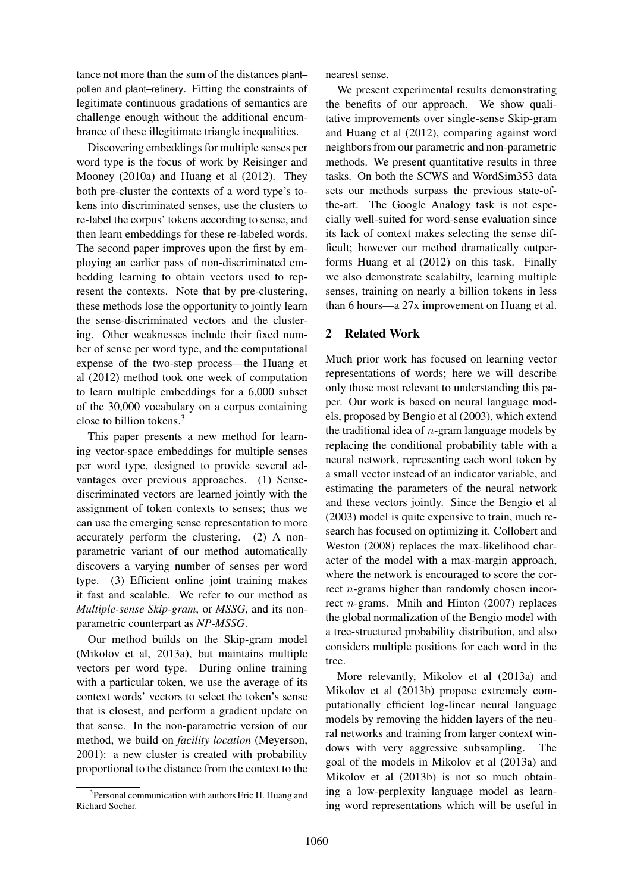tance not more than the sum of the distances plant–pollen and plant–refinery. Fitting the constraints of legitimate continuous gradations of semantics are challenge enough without the additional encumbrance of these illegitimate triangle inequalities.

Discovering embeddings for multiple senses per word type is the focus of work by Reisinger and Mooney (2010a) and Huang et al (2012). They both pre-cluster the contexts of a word type's tokens into discriminated senses, use the clusters to re-label the corpus' tokens according to sense, and then learn embeddings for these re-labeled words. The second paper improves upon the first by employing an earlier pass of non-discriminated embedding learning to obtain vectors used to represent the contexts. Note that by pre-clustering, these methods lose the opportunity to jointly learn the sense-discriminated vectors and the clustering. Other weaknesses include their fixed number of sense per word type, and the computational expense of the two-step process—the Huang et al (2012) method took one week of computation to learn multiple embeddings for a 6,000 subset of the 30,000 vocabulary on a corpus containing close to billion tokens.[3]

This paper presents a new method for learning vector-space embeddings for multiple senses per word type, designed to provide several advantages over previous approaches. (1) Sense-discriminated vectors are learned jointly with the assignment of token contexts to senses; thus we can use the emerging sense representation to more accurately perform the clustering. (2) A non-parametric variant of our method automatically discovers a varying number of senses per word type. (3) Efficient online joint training makes it fast and scalable. We refer to our method as *Multiple-sense Skip-gram*, or *MSSG*, and its non-parametric counterpart as *NP-MSSG*.

Our method builds on the Skip-gram model (Mikolov et al, 2013a), but maintains multiple vectors per word type. During online training with a particular token, we use the average of its context words' vectors to select the token's sense that is closest, and perform a gradient update on that sense. In the non-parametric version of our method, we build on *facility location* (Meyerson, 2001): a new cluster is created with probability proportional to the distance from the context to the nearest sense.

We present experimental results demonstrating the benefits of our approach. We show qualitative improvements over single-sense Skip-gram and Huang et al (2012), comparing against word neighbors from our parametric and non-parametric methods. We present quantitative results in three tasks. On both the SCWS and WordSim353 data sets our methods surpass the previous state-of-the-art. The Google Analogy task is not especially well-suited for word-sense evaluation since its lack of context makes selecting the sense difficult; however our method dramatically outperforms Huang et al (2012) on this task. Finally we also demonstrate scalabilty, learning multiple senses, training on nearly a billion tokens in less than 6 hours—a 27x improvement on Huang et al.

## 2 Related Work

Much prior work has focused on learning vector representations of words; here we will describe only those most relevant to understanding this paper. Our work is based on neural language models, proposed by Bengio et al (2003), which extend the traditional idea of $n$-gram language models by replacing the conditional probability table with a neural network, representing each word token by a small vector instead of an indicator variable, and estimating the parameters of the neural network and these vectors jointly. Since the Bengio et al (2003) model is quite expensive to train, much research has focused on optimizing it. Collobert and Weston (2008) replaces the max-likelihood character of the model with a max-margin approach, where the network is encouraged to score the correct $n$-grams higher than randomly chosen incorrect $n$-grams. Mnih and Hinton (2007) replaces the global normalization of the Bengio model with a tree-structured probability distribution, and also considers multiple positions for each word in the tree.

More relevantly, Mikolov et al (2013a) and Mikolov et al (2013b) propose extremely computationally efficient log-linear neural language models by removing the hidden layers of the neural networks and training from larger context windows with very aggressive subsampling. The goal of the models in Mikolov et al (2013a) and Mikolov et al (2013b) is not so much obtaining a low-perplexity language model as learning word representations which will be useful in

[3] Personal communication with authors Eric H. Huang and Richard Socher.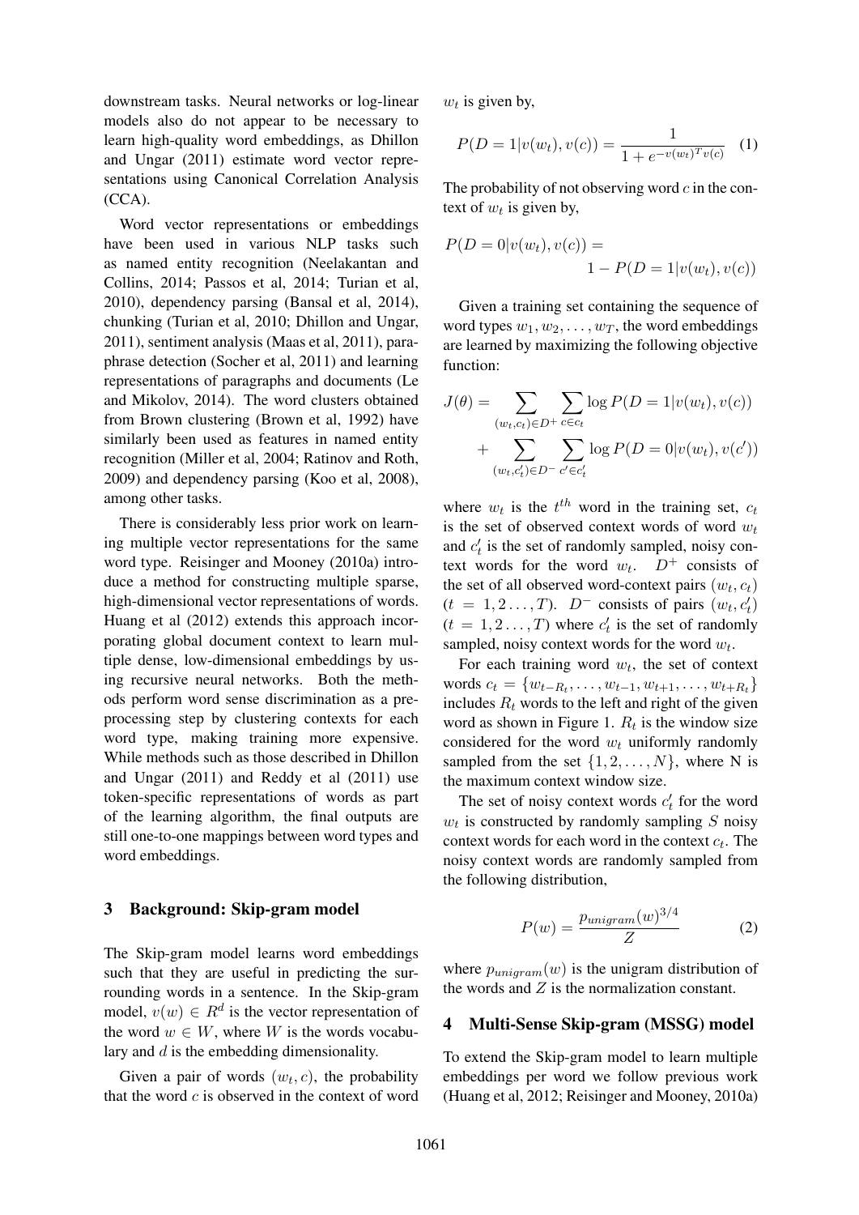downstream tasks. Neural networks or log-linear models also do not appear to be necessary to learn high-quality word embeddings, as Dhillon and Ungar (2011) estimate word vector representations using Canonical Correlation Analysis (CCA).

Word vector representations or embeddings have been used in various NLP tasks such as named entity recognition (Neelakantan and Collins, 2014; Passos et al, 2014; Turian et al, 2010), dependency parsing (Bansal et al, 2014), chunking (Turian et al, 2010; Dhillon and Ungar, 2011), sentiment analysis (Maas et al, 2011), paraphrase detection (Socher et al, 2011) and learning representations of paragraphs and documents (Le and Mikolov, 2014). The word clusters obtained from Brown clustering (Brown et al, 1992) have similarly been used as features in named entity recognition (Miller et al, 2004; Ratinov and Roth, 2009) and dependency parsing (Koo et al, 2008), among other tasks.

There is considerably less prior work on learning multiple vector representations for the same word type. Reisinger and Mooney (2010a) introduce a method for constructing multiple sparse, high-dimensional vector representations of words. Huang et al (2012) extends this approach incorporating global document context to learn multiple dense, low-dimensional embeddings by using recursive neural networks. Both the methods perform word sense discrimination as a pre-processing step by clustering contexts for each word type, making training more expensive. While methods such as those described in Dhillon and Ungar (2011) and Reddy et al (2011) use token-specific representations of words as part of the learning algorithm, the final outputs are still one-to-one mappings between word types and word embeddings.

## 3 Background: Skip-gram model

The Skip-gram model learns word embeddings such that they are useful in predicting the surrounding words in a sentence. In the Skip-gram model, $v(w) \in R^d$ is the vector representation of the word $w \in W$, where $W$ is the words vocabulary and $d$ is the embedding dimensionality.

Given a pair of words $(w_t, c)$, the probability that the word $c$ is observed in the context of word $w_t$ is given by,

$$P(D = 1|v(w_t), v(c)) = \frac{1}{1 + e^{-v(w_t)^T v(c)}} \quad (1)$$

The probability of not observing word $c$ in the context of $w_t$ is given by,

$$P(D = 0|v(w_t), v(c)) = 1 - P(D = 1|v(w_t), v(c))$$

Given a training set containing the sequence of word types $w_1, w_2, \ldots, w_T$, the word embeddings are learned by maximizing the following objective function:

$$J(\theta) = \sum_{(w_t, c_t) \in D^+} \sum_{c \in c_t} \log P(D = 1|v(w_t), v(c)) + \sum_{(w_t, c'_t) \in D^-} \sum_{c' \in c'_t} \log P(D = 0|v(w_t), v(c'))$$

where $w_t$ is the $t^{th}$ word in the training set, $c_t$ is the set of observed context words of word $w_t$ and $c'_t$ is the set of randomly sampled, noisy context words for the word $w_t$. $D^+$ consists of the set of all observed word-context pairs $(w_t, c_t)$ $(t = 1, 2 \ldots, T)$. $D^-$ consists of pairs $(w_t, c'_t)$ $(t = 1, 2 \ldots, T)$ where $c'_t$ is the set of randomly sampled, noisy context words for the word $w_t$.

For each training word $w_t$, the set of context words $c_t = \{w_{t-R_t}, \ldots, w_{t-1}, w_{t+1}, \ldots, w_{t+R_t}\}$ includes $R_t$ words to the left and right of the given word as shown in Figure 1. $R_t$ is the window size considered for the word $w_t$ uniformly randomly sampled from the set $\{1, 2, \ldots, N\}$, where N is the maximum context window size.

The set of noisy context words $c'_t$ for the word $w_t$ is constructed by randomly sampling $S$ noisy context words for each word in the context $c_t$. The noisy context words are randomly sampled from the following distribution,

$$P(w) = \frac{p_{unigram}(w)^{3/4}}{Z} \quad (2)$$

where $p_{unigram}(w)$ is the unigram distribution of the words and $Z$ is the normalization constant.

## 4 Multi-Sense Skip-gram (MSSG) model

To extend the Skip-gram model to learn multiple embeddings per word we follow previous work (Huang et al, 2012; Reisinger and Mooney, 2010a)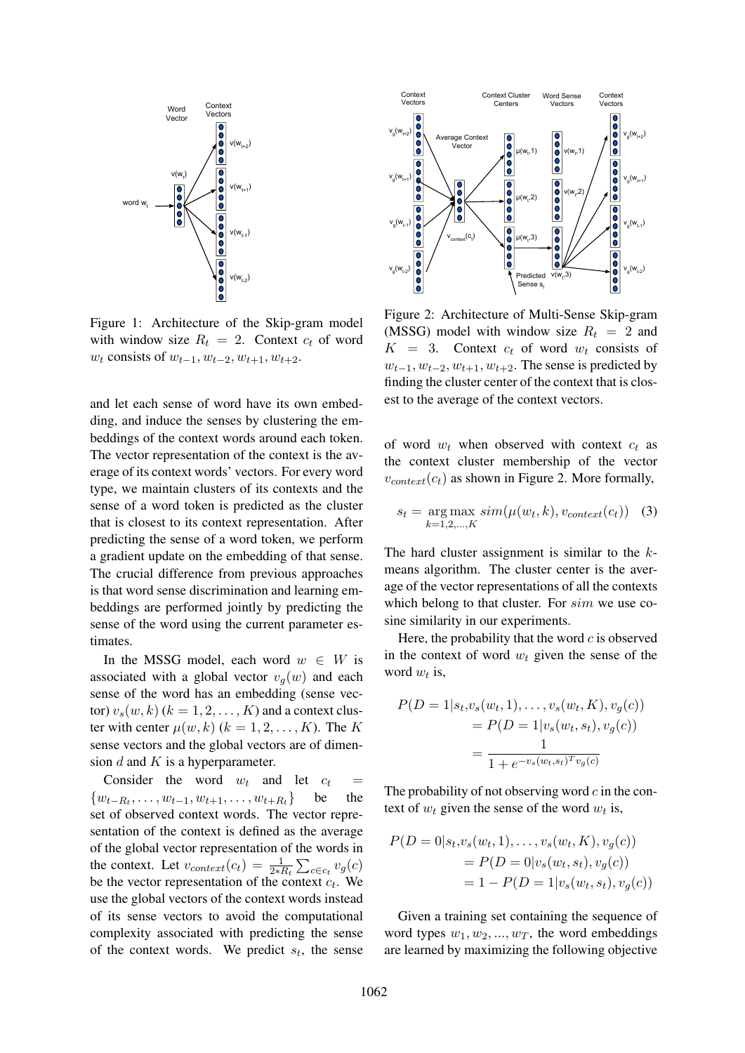Figure 1: Architecture of the Skip-gram model with window size $R_t = 2$. Context $c_t$ of word $w_t$ consists of $w_{t-1}, w_{t-2}, w_{t+1}, w_{t+2}$.

Figure 2: Architecture of Multi-Sense Skip-gram (MSSG) model with window size $R_t = 2$ and $K = 3$. Context $c_t$ of word $w_t$ consists of $w_{t-1}, w_{t-2}, w_{t+1}, w_{t+2}$. The sense is predicted by finding the cluster center of the context that is closest to the average of the context vectors.

and let each sense of word have its own embedding, and induce the senses by clustering the embeddings of the context words around each token. The vector representation of the context is the average of its context words' vectors. For every word type, we maintain clusters of its contexts and the sense of a word token is predicted as the cluster that is closest to its context representation. After predicting the sense of a word token, we perform a gradient update on the embedding of that sense. The crucial difference from previous approaches is that word sense discrimination and learning embeddings are performed jointly by predicting the sense of the word using the current parameter estimates.

In the MSSG model, each word $w \in W$ is associated with a global vector $v_g(w)$ and each sense of the word has an embedding (sense vector) $v_s(w, k)$ $(k = 1, 2, \ldots, K)$ and a context cluster with center $\mu(w, k)$ $(k = 1, 2, \ldots, K)$. The $K$ sense vectors and the global vectors are of dimension $d$ and $K$ is a hyperparameter.

Consider the word $w_t$ and let $c_t = \{w_{t-R_t}, \ldots, w_{t-1}, w_{t+1}, \ldots, w_{t+R_t}\}$ be the set of observed context words. The vector representation of the context is defined as the average of the global vector representation of the words in the context. Let $v_{context}(c_t) = \frac{1}{2*R_t} \sum_{c \in c_t} v_g(c)$ be the vector representation of the context $c_t$. We use the global vectors of the context words instead of its sense vectors to avoid the computational complexity associated with predicting the sense of the context words. We predict $s_t$, the sense of word $w_t$ when observed with context $c_t$ as the context cluster membership of the vector $v_{context}(c_t)$ as shown in Figure 2. More formally,

$$s_t = \underset{k=1,2,\ldots,K}{\arg\max}\ sim(\mu(w_t, k), v_{context}(c_t)) \quad (3)$$

The hard cluster assignment is similar to the $k$-means algorithm. The cluster center is the average of the vector representations of all the contexts which belong to that cluster. For $sim$ we use cosine similarity in our experiments.

Here, the probability that the word $c$ is observed in the context of word $w_t$ given the sense of the word $w_t$ is,

$$\begin{aligned} P(D = 1 | s_t, & v_s(w_t, 1), \ldots, v_s(w_t, K), v_g(c)) \\ &= P(D = 1 | v_s(w_t, s_t), v_g(c)) \\ &= \frac{1}{1 + e^{-v_s(w_t, s_t)^T v_g(c)}} \end{aligned}$$

The probability of not observing word $c$ in the context of $w_t$ given the sense of the word $w_t$ is,

$$\begin{aligned} P(D = 0 | s_t, & v_s(w_t, 1), \ldots, v_s(w_t, K), v_g(c)) \\ &= P(D = 0 | v_s(w_t, s_t), v_g(c)) \\ &= 1 - P(D = 1 | v_s(w_t, s_t), v_g(c)) \end{aligned}$$

Given a training set containing the sequence of word types $w_1, w_2, ..., w_T$, the word embeddings are learned by maximizing the following objective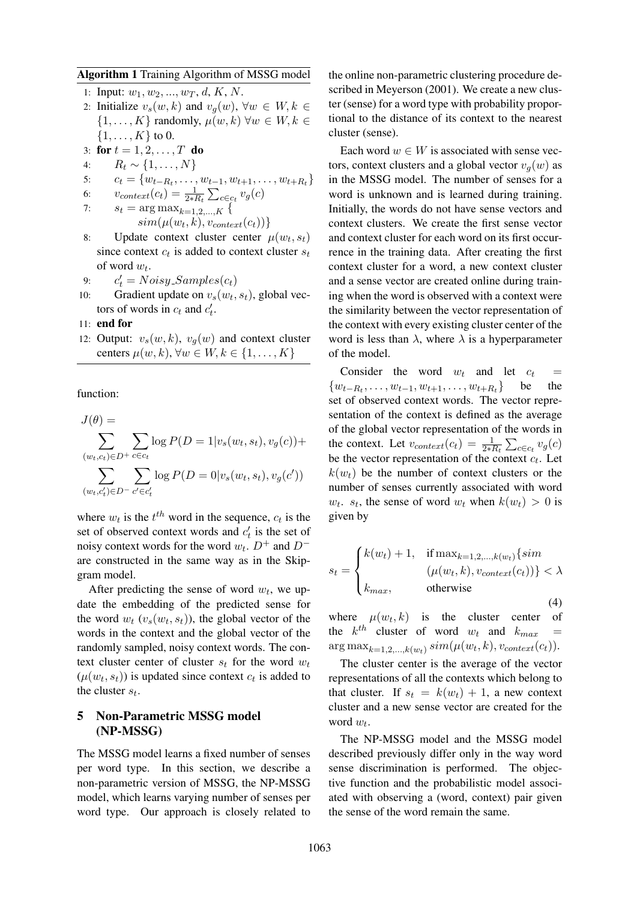**Algorithm 1** Training Algorithm of MSSG model

1: Input: $w_1, w_2, ..., w_T$, $d$, $K$, $N$.
2: Initialize $v_s(w, k)$ and $v_g(w)$, $\forall w \in W, k \in \{1, \ldots, K\}$ randomly, $\mu(w, k)$ $\forall w \in W, k \in \{1, \ldots, K\}$ to 0.
3: **for** $t = 1, 2, \ldots, T$ **do**
4: $\quad R_t \sim \{1, \ldots, N\}$
5: $\quad c_t = \{w_{t-R_t}, \ldots, w_{t-1}, w_{t+1}, \ldots, w_{t+R_t}\}$
6: $\quad v_{context}(c_t) = \frac{1}{2 * R_t} \sum_{c \in c_t} v_g(c)$
7: $\quad s_t = \arg\max_{k=1,2,\ldots,K} \{ sim(\mu(w_t, k), v_{context}(c_t))\}$
8: $\quad$ Update context cluster center $\mu(w_t, s_t)$ since context $c_t$ is added to context cluster $s_t$ of word $w_t$.
9: $\quad c'_t = Noisy\_Samples(c_t)$
10: $\quad$ Gradient update on $v_s(w_t, s_t)$, global vectors of words in $c_t$ and $c'_t$.
11: **end for**
12: Output: $v_s(w, k)$, $v_g(w)$ and context cluster centers $\mu(w, k)$, $\forall w \in W, k \in \{1, \ldots, K\}$

function:

$$J(\theta) = \sum_{(w_t, c_t) \in D^+} \sum_{c \in c_t} \log P(D = 1 | v_s(w_t, s_t), v_g(c)) + \sum_{(w_t, c'_t) \in D^-} \sum_{c' \in c'_t} \log P(D = 0 | v_s(w_t, s_t), v_g(c'))$$

where $w_t$ is the $t^{th}$ word in the sequence, $c_t$ is the set of observed context words and $c'_t$ is the set of noisy context words for the word $w_t$. $D^+$ and $D^-$ are constructed in the same way as in the Skip-gram model.

After predicting the sense of word $w_t$, we update the embedding of the predicted sense for the word $w_t$ ($v_s(w_t, s_t)$), the global vector of the words in the context and the global vector of the randomly sampled, noisy context words. The context cluster center of cluster $s_t$ for the word $w_t$ ($\mu(w_t, s_t)$) is updated since context $c_t$ is added to the cluster $s_t$.

## 5 Non-Parametric MSSG model (NP-MSSG)

The MSSG model learns a fixed number of senses per word type. In this section, we describe a non-parametric version of MSSG, the NP-MSSG model, which learns varying number of senses per word type. Our approach is closely related to the online non-parametric clustering procedure described in Meyerson (2001). We create a new cluster (sense) for a word type with probability proportional to the distance of its context to the nearest cluster (sense).

Each word $w \in W$ is associated with sense vectors, context clusters and a global vector $v_g(w)$ as in the MSSG model. The number of senses for a word is unknown and is learned during training. Initially, the words do not have sense vectors and context clusters. We create the first sense vector and context cluster for each word on its first occurrence in the training data. After creating the first context cluster for a word, a new context cluster and a sense vector are created online during training when the word is observed with a context were the similarity between the vector representation of the context with every existing cluster center of the word is less than $\lambda$, where $\lambda$ is a hyperparameter of the model.

Consider the word $w_t$ and let $c_t = \{w_{t-R_t}, \ldots, w_{t-1}, w_{t+1}, \ldots, w_{t+R_t}\}$ be the set of observed context words. The vector representation of the context is defined as the average of the global vector representation of the words in the context. Let $v_{context}(c_t) = \frac{1}{2 * R_t} \sum_{c \in c_t} v_g(c)$ be the vector representation of the context $c_t$. Let $k(w_t)$ be the number of context clusters or the number of senses currently associated with word $w_t$. $s_t$, the sense of word $w_t$ when $k(w_t) > 0$ is given by

$$s_t = \begin{cases} k(w_t) + 1, & \text{if } \max_{k=1,2,\ldots,k(w_t)} \{sim(\mu(w_t, k), v_{context}(c_t))\} < \lambda \\ k_{max}, & \text{otherwise} \end{cases} \tag{4}$$

where $\mu(w_t, k)$ is the cluster center of the $k^{th}$ cluster of word $w_t$ and $k_{max} = \arg\max_{k=1,2,\ldots,k(w_t)} sim(\mu(w_t, k), v_{context}(c_t))$.

The cluster center is the average of the vector representations of all the contexts which belong to that cluster. If $s_t = k(w_t) + 1$, a new context cluster and a new sense vector are created for the word $w_t$.

The NP-MSSG model and the MSSG model described previously differ only in the way word sense discrimination is performed. The objective function and the probabilistic model associated with observing a (word, context) pair given the sense of the word remain the same.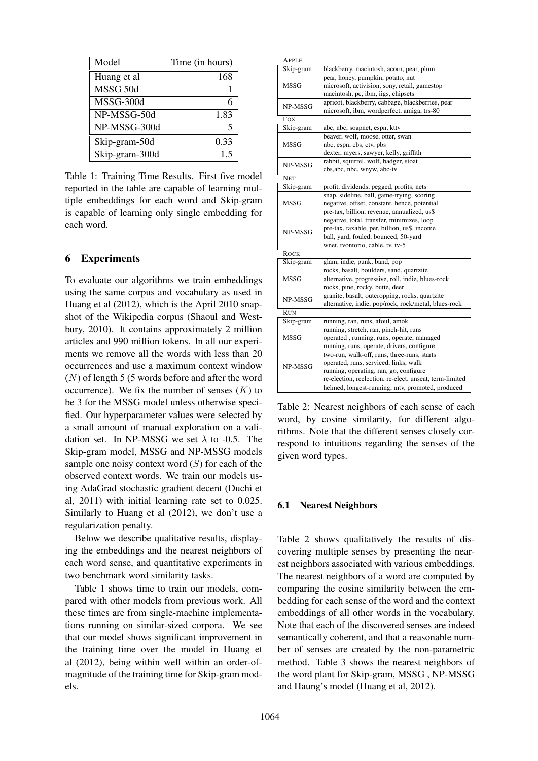| Model | Time (in hours) |
|---|---|
| Huang et al | 168 |
| MSSG 50d | 1 |
| MSSG-300d | 6 |
| NP-MSSG-50d | 1.83 |
| NP-MSSG-300d | 5 |
| Skip-gram-50d | 0.33 |
| Skip-gram-300d | 1.5 |

Table 1: Training Time Results. First five model reported in the table are capable of learning multiple embeddings for each word and Skip-gram is capable of learning only single embedding for each word.

## 6 Experiments

To evaluate our algorithms we train embeddings using the same corpus and vocabulary as used in Huang et al (2012), which is the April 2010 snapshot of the Wikipedia corpus (Shaoul and Westbury, 2010). It contains approximately 2 million articles and 990 million tokens. In all our experiments we remove all the words with less than 20 occurrences and use a maximum context window ($N$) of length 5 (5 words before and after the word occurrence). We fix the number of senses ($K$) to be 3 for the MSSG model unless otherwise specified. Our hyperparameter values were selected by a small amount of manual exploration on a validation set. In NP-MSSG we set $\lambda$ to -0.5. The Skip-gram model, MSSG and NP-MSSG models sample one noisy context word ($S$) for each of the observed context words. We train our models using AdaGrad stochastic gradient decent (Duchi et al, 2011) with initial learning rate set to 0.025. Similarly to Huang et al (2012), we don't use a regularization penalty.

Below we describe qualitative results, displaying the embeddings and the nearest neighbors of each word sense, and quantitative experiments in two benchmark word similarity tasks.

Table 1 shows time to train our models, compared with other models from previous work. All these times are from single-machine implementations running on similar-sized corpora. We see that our model shows significant improvement in the training time over the model in Huang et al (2012), being within well within an order-of-magnitude of the training time for Skip-gram models.

| Word / Model | Nearest neighbors |
|---|---|
| **APPLE** | |
| Skip-gram | blackberry, macintosh, acorn, pear, plum |
| MSSG | pear, honey, pumpkin, potato, nut<br>microsoft, activision, sony, retail, gamestop<br>macintosh, pc, ibm, iigs, chipsets |
| NP-MSSG | apricot, blackberry, cabbage, blackberries, pear<br>microsoft, ibm, wordperfect, amiga, trs-80 |
| **FOX** | |
| Skip-gram | abc, nbc, soapnet, espn, kttv |
| MSSG | beaver, wolf, moose, otter, swan<br>nbc, espn, cbs, ctv, pbs<br>dexter, myers, sawyer, kelly, griffith |
| NP-MSSG | rabbit, squirrel, wolf, badger, stoat<br>cbs,abc, nbc, wnyw, abc-tv |
| **NET** | |
| Skip-gram | profit, dividends, pegged, profits, nets |
| MSSG | snap, sideline, ball, game-trying, scoring<br>negative, offset, constant, hence, potential<br>pre-tax, billion, revenue, annualized, us$ |
| NP-MSSG | negative, total, transfer, minimizes, loop<br>pre-tax, taxable, per, billion, us$, income<br>ball, yard, fouled, bounced, 50-yard<br>wnet, tvontorio, cable, tv, tv-5 |
| **ROCK** | |
| Skip-gram | glam, indie, punk, band, pop |
| MSSG | rocks, basalt, boulders, sand, quartzite<br>alternative, progressive, roll, indie, blues-rock<br>rocks, pine, rocky, butte, deer |
| NP-MSSG | granite, basalt, outcropping, rocks, quartzite<br>alternative, indie, pop/rock, rock/metal, blues-rock |
| **RUN** | |
| Skip-gram | running, ran, runs, afoul, amok |
| MSSG | running, stretch, ran, pinch-hit, runs<br>operated , running, runs, operate, managed<br>running, runs, operate, drivers, configure |
| NP-MSSG | two-run, walk-off, runs, three-runs, starts<br>operated, runs, serviced, links, walk<br>running, operating, ran, go, configure<br>re-election, reelection, re-elect, unseat, term-limited<br>helmed, longest-running, mtv, promoted, produced |

Table 2: Nearest neighbors of each sense of each word, by cosine similarity, for different algorithms. Note that the different senses closely correspond to intuitions regarding the senses of the given word types.

### 6.1 Nearest Neighbors

Table 2 shows qualitatively the results of discovering multiple senses by presenting the nearest neighbors associated with various embeddings. The nearest neighbors of a word are computed by comparing the cosine similarity between the embedding for each sense of the word and the context embeddings of all other words in the vocabulary. Note that each of the discovered senses are indeed semantically coherent, and that a reasonable number of senses are created by the non-parametric method. Table 3 shows the nearest neighbors of the word plant for Skip-gram, MSSG , NP-MSSG and Haung's model (Huang et al, 2012).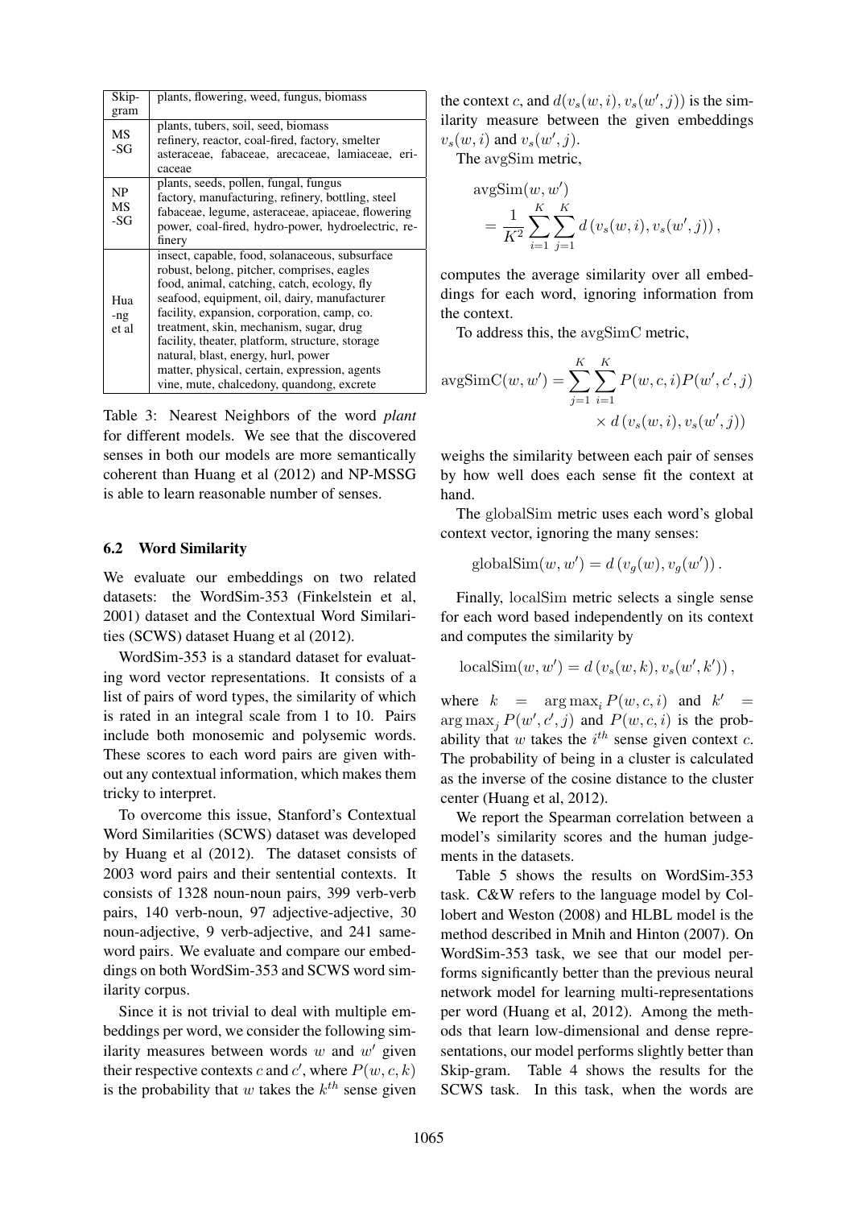| Skip-gram | plants, flowering, weed, fungus, biomass |
|---|---|
| MS -SG | plants, tubers, soil, seed, biomass<br>refinery, reactor, coal-fired, factory, smelter<br>asteraceae, fabaceae, arecaceae, lamiaceae, ericaceae |
| NP MS -SG | plants, seeds, pollen, fungal, fungus<br>factory, manufacturing, refinery, bottling, steel<br>fabaceae, legume, asteraceae, apiaceae, flowering<br>power, coal-fired, hydro-power, hydroelectric, refinery |
| Hua -ng et al | insect, capable, food, solanaceous, subsurface<br>robust, belong, pitcher, comprises, eagles<br>food, animal, catching, catch, ecology, fly<br>seafood, equipment, oil, dairy, manufacturer<br>facility, expansion, corporation, camp, co.<br>treatment, skin, mechanism, sugar, drug<br>facility, theater, platform, structure, storage<br>natural, blast, energy, hurl, power<br>matter, physical, certain, expression, agents<br>vine, mute, chalcedony, quandong, excrete |

Table 3: Nearest Neighbors of the word *plant* for different models. We see that the discovered senses in both our models are more semantically coherent than Huang et al (2012) and NP-MSSG is able to learn reasonable number of senses.

### 6.2 Word Similarity

We evaluate our embeddings on two related datasets: the WordSim-353 (Finkelstein et al, 2001) dataset and the Contextual Word Similarities (SCWS) dataset Huang et al (2012).

WordSim-353 is a standard dataset for evaluating word vector representations. It consists of a list of pairs of word types, the similarity of which is rated in an integral scale from 1 to 10. Pairs include both monosemic and polysemic words. These scores to each word pairs are given without any contextual information, which makes them tricky to interpret.

To overcome this issue, Stanford's Contextual Word Similarities (SCWS) dataset was developed by Huang et al (2012). The dataset consists of 2003 word pairs and their sentential contexts. It consists of 1328 noun-noun pairs, 399 verb-verb pairs, 140 verb-noun, 97 adjective-adjective, 30 noun-adjective, 9 verb-adjective, and 241 same-word pairs. We evaluate and compare our embeddings on both WordSim-353 and SCWS word similarity corpus.

Since it is not trivial to deal with multiple embeddings per word, we consider the following similarity measures between words $w$ and $w'$ given their respective contexts $c$ and $c'$, where $P(w, c, k)$ is the probability that $w$ takes the $k^{th}$ sense given the context $c$, and $d(v_s(w, i), v_s(w', j))$ is the similarity measure between the given embeddings $v_s(w, i)$ and $v_s(w', j)$.

The avgSim metric,

$$\text{avgSim}(w, w') = \frac{1}{K^2} \sum_{i=1}^{K} \sum_{j=1}^{K} d\left(v_s(w, i), v_s(w', j)\right),$$

computes the average similarity over all embeddings for each word, ignoring information from the context.

To address this, the avgSimC metric,

$$\text{avgSimC}(w, w') = \sum_{j=1}^{K} \sum_{i=1}^{K} P(w, c, i) P(w', c', j) \times d\left(v_s(w, i), v_s(w', j)\right)$$

weighs the similarity between each pair of senses by how well does each sense fit the context at hand.

The globalSim metric uses each word's global context vector, ignoring the many senses:

$$\text{globalSim}(w, w') = d\left(v_g(w), v_g(w')\right).$$

Finally, localSim metric selects a single sense for each word based independently on its context and computes the similarity by

$$\text{localSim}(w, w') = d\left(v_s(w, k), v_s(w', k')\right),$$

where $k = \arg\max_i P(w, c, i)$ and $k' = \arg\max_j P(w', c', j)$ and $P(w, c, i)$ is the probability that $w$ takes the $i^{th}$ sense given context $c$. The probability of being in a cluster is calculated as the inverse of the cosine distance to the cluster center (Huang et al, 2012).

We report the Spearman correlation between a model's similarity scores and the human judgements in the datasets.

Table 5 shows the results on WordSim-353 task. C&W refers to the language model by Collobert and Weston (2008) and HLBL model is the method described in Mnih and Hinton (2007). On WordSim-353 task, we see that our model performs significantly better than the previous neural network model for learning multi-representations per word (Huang et al, 2012). Among the methods that learn low-dimensional and dense representations, our model performs slightly better than Skip-gram. Table 4 shows the results for the SCWS task. In this task, when the words are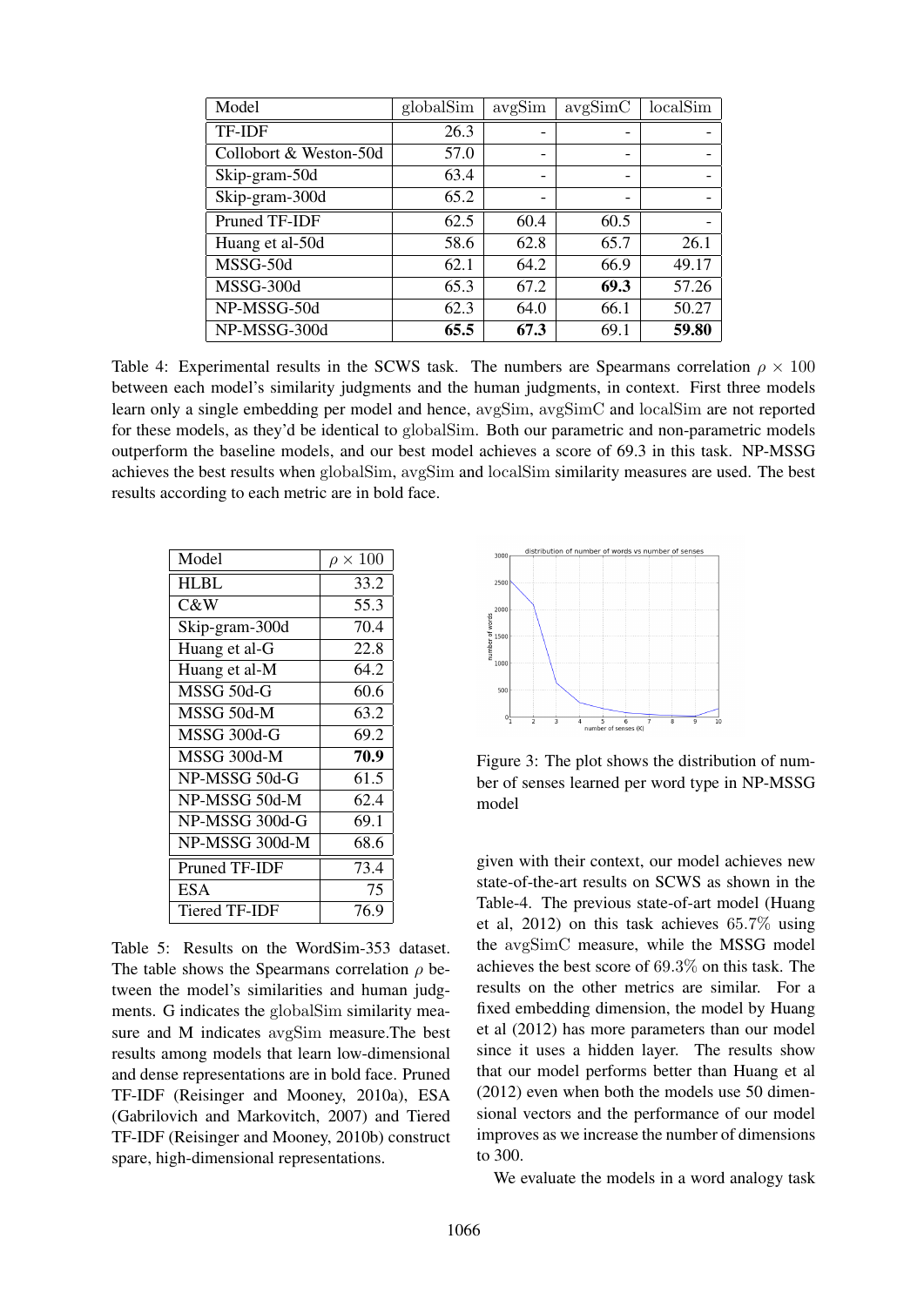| Model | globalSim | avgSim | avgSimC | localSim |
|---|---|---|---|---|
| TF-IDF | 26.3 | - | - | - |
| Collobort & Weston-50d | 57.0 | - | - | - |
| Skip-gram-50d | 63.4 | - | - | - |
| Skip-gram-300d | 65.2 | - | - | - |
| Pruned TF-IDF | 62.5 | 60.4 | 60.5 | - |
| Huang et al-50d | 58.6 | 62.8 | 65.7 | 26.1 |
| MSSG-50d | 62.1 | 64.2 | 66.9 | 49.17 |
| MSSG-300d | 65.3 | 67.2 | **69.3** | 57.26 |
| NP-MSSG-50d | 62.3 | 64.0 | 66.1 | 50.27 |
| NP-MSSG-300d | **65.5** | **67.3** | 69.1 | **59.80** |

Table 4: Experimental results in the SCWS task. The numbers are Spearmans correlation $\rho \times 100$ between each model's similarity judgments and the human judgments, in context. First three models learn only a single embedding per model and hence, avgSim, avgSimC and localSim are not reported for these models, as they'd be identical to globalSim. Both our parametric and non-parametric models outperform the baseline models, and our best model achieves a score of 69.3 in this task. NP-MSSG achieves the best results when globalSim, avgSim and localSim similarity measures are used. The best results according to each metric are in bold face.

| Model | $\rho \times 100$ |
|---|---|
| HLBL | 33.2 |
| C&W | 55.3 |
| Skip-gram-300d | 70.4 |
| Huang et al-G | 22.8 |
| Huang et al-M | 64.2 |
| MSSG 50d-G | 60.6 |
| MSSG 50d-M | 63.2 |
| MSSG 300d-G | 69.2 |
| MSSG 300d-M | **70.9** |
| NP-MSSG 50d-G | 61.5 |
| NP-MSSG 50d-M | 62.4 |
| NP-MSSG 300d-G | 69.1 |
| NP-MSSG 300d-M | 68.6 |
| Pruned TF-IDF | 73.4 |
| ESA | 75 |
| Tiered TF-IDF | 76.9 |

Table 5: Results on the WordSim-353 dataset. The table shows the Spearmans correlation $\rho$ between the model's similarities and human judgments. G indicates the globalSim similarity measure and M indicates avgSim measure.The best results among models that learn low-dimensional and dense representations are in bold face. Pruned TF-IDF (Reisinger and Mooney, 2010a), ESA (Gabrilovich and Markovitch, 2007) and Tiered TF-IDF (Reisinger and Mooney, 2010b) construct spare, high-dimensional representations.

Figure 3: The plot shows the distribution of number of senses learned per word type in NP-MSSG model

given with their context, our model achieves new state-of-the-art results on SCWS as shown in the Table-4. The previous state-of-art model (Huang et al, 2012) on this task achieves 65.7% using the avgSimC measure, while the MSSG model achieves the best score of 69.3% on this task. The results on the other metrics are similar. For a fixed embedding dimension, the model by Huang et al (2012) has more parameters than our model since it uses a hidden layer. The results show that our model performs better than Huang et al (2012) even when both the models use 50 dimensional vectors and the performance of our model improves as we increase the number of dimensions to 300.

We evaluate the models in a word analogy task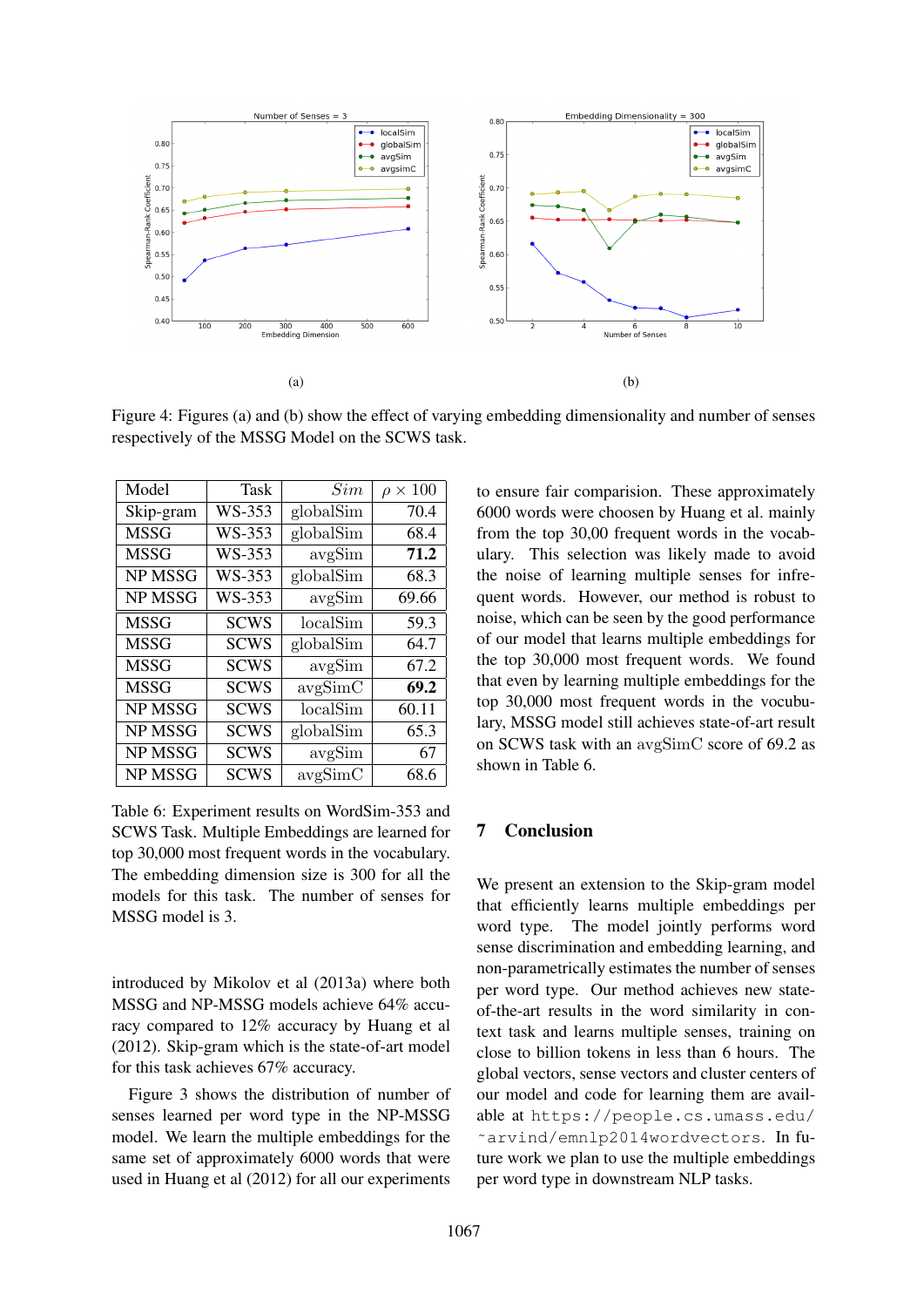(a)

(b)

Figure 4: Figures (a) and (b) show the effect of varying embedding dimensionality and number of senses respectively of the MSSG Model on the SCWS task.

| Model | Task | *Sim* | $\rho \times 100$ |
|---|---|---|---|
| Skip-gram | WS-353 | globalSim | 70.4 |
| MSSG | WS-353 | globalSim | 68.4 |
| MSSG | WS-353 | avgSim | **71.2** |
| NP MSSG | WS-353 | globalSim | 68.3 |
| NP MSSG | WS-353 | avgSim | 69.66 |
| MSSG | SCWS | localSim | 59.3 |
| MSSG | SCWS | globalSim | 64.7 |
| MSSG | SCWS | avgSim | 67.2 |
| MSSG | SCWS | avgSimC | **69.2** |
| NP MSSG | SCWS | localSim | 60.11 |
| NP MSSG | SCWS | globalSim | 65.3 |
| NP MSSG | SCWS | avgSim | 67 |
| NP MSSG | SCWS | avgSimC | 68.6 |

Table 6: Experiment results on WordSim-353 and SCWS Task. Multiple Embeddings are learned for top 30,000 most frequent words in the vocabulary. The embedding dimension size is 300 for all the models for this task. The number of senses for MSSG model is 3.

introduced by Mikolov et al (2013a) where both MSSG and NP-MSSG models achieve 64% accuracy compared to 12% accuracy by Huang et al (2012). Skip-gram which is the state-of-art model for this task achieves 67% accuracy.

Figure 3 shows the distribution of number of senses learned per word type in the NP-MSSG model. We learn the multiple embeddings for the same set of approximately 6000 words that were used in Huang et al (2012) for all our experiments to ensure fair comparision. These approximately 6000 words were choosen by Huang et al. mainly from the top 30,00 frequent words in the vocabulary. This selection was likely made to avoid the noise of learning multiple senses for infrequent words. However, our method is robust to noise, which can be seen by the good performance of our model that learns multiple embeddings for the top 30,000 most frequent words. We found that even by learning multiple embeddings for the top 30,000 most frequent words in the vocubulary, MSSG model still achieves state-of-art result on SCWS task with an avgSimC score of 69.2 as shown in Table 6.

## 7 Conclusion

We present an extension to the Skip-gram model that efficiently learns multiple embeddings per word type. The model jointly performs word sense discrimination and embedding learning, and non-parametrically estimates the number of senses per word type. Our method achieves new state-of-the-art results in the word similarity in context task and learns multiple senses, training on close to billion tokens in less than 6 hours. The global vectors, sense vectors and cluster centers of our model and code for learning them are available at `https://people.cs.umass.edu/~arvind/emnlp2014wordvectors`. In future work we plan to use the multiple embeddings per word type in downstream NLP tasks.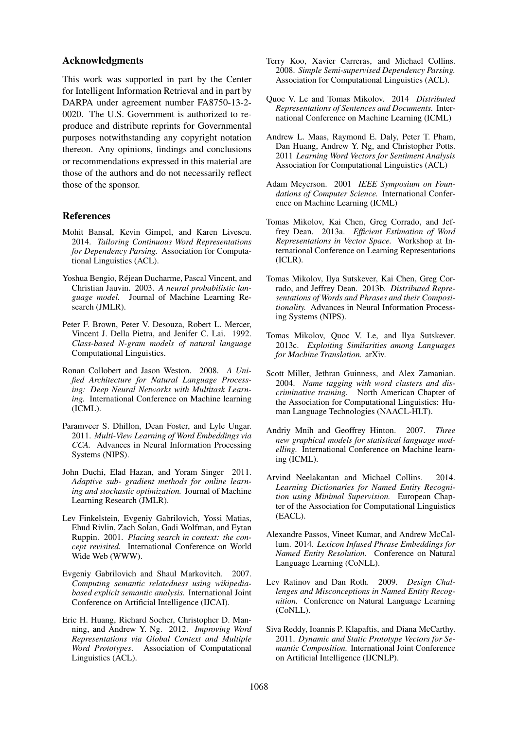## Acknowledgments

This work was supported in part by the Center for Intelligent Information Retrieval and in part by DARPA under agreement number FA8750-13-2-0020. The U.S. Government is authorized to reproduce and distribute reprints for Governmental purposes notwithstanding any copyright notation thereon. Any opinions, findings and conclusions or recommendations expressed in this material are those of the authors and do not necessarily reflect those of the sponsor.

## References

Mohit Bansal, Kevin Gimpel, and Karen Livescu. 2014. *Tailoring Continuous Word Representations for Dependency Parsing.* Association for Computational Linguistics (ACL).

Yoshua Bengio, Réjean Ducharme, Pascal Vincent, and Christian Jauvin. 2003. *A neural probabilistic language model.* Journal of Machine Learning Research (JMLR).

Peter F. Brown, Peter V. Desouza, Robert L. Mercer, Vincent J. Della Pietra, and Jenifer C. Lai. 1992. *Class-based N-gram models of natural language* Computational Linguistics.

Ronan Collobert and Jason Weston. 2008. *A Unified Architecture for Natural Language Processing: Deep Neural Networks with Multitask Learning.* International Conference on Machine learning (ICML).

Paramveer S. Dhillon, Dean Foster, and Lyle Ungar. 2011. *Multi-View Learning of Word Embeddings via CCA.* Advances in Neural Information Processing Systems (NIPS).

John Duchi, Elad Hazan, and Yoram Singer 2011. *Adaptive sub- gradient methods for online learning and stochastic optimization.* Journal of Machine Learning Research (JMLR).

Lev Finkelstein, Evgeniy Gabrilovich, Yossi Matias, Ehud Rivlin, Zach Solan, Gadi Wolfman, and Eytan Ruppin. 2001. *Placing search in context: the concept revisited.* International Conference on World Wide Web (WWW).

Evgeniy Gabrilovich and Shaul Markovitch. 2007. *Computing semantic relatedness using wikipedia-based explicit semantic analysis.* International Joint Conference on Artificial Intelligence (IJCAI).

Eric H. Huang, Richard Socher, Christopher D. Manning, and Andrew Y. Ng. 2012. *Improving Word Representations via Global Context and Multiple Word Prototypes.* Association of Computational Linguistics (ACL).

Terry Koo, Xavier Carreras, and Michael Collins. 2008. *Simple Semi-supervised Dependency Parsing.* Association for Computational Linguistics (ACL).

Quoc V. Le and Tomas Mikolov. 2014 *Distributed Representations of Sentences and Documents.* International Conference on Machine Learning (ICML)

Andrew L. Maas, Raymond E. Daly, Peter T. Pham, Dan Huang, Andrew Y. Ng, and Christopher Potts. 2011 *Learning Word Vectors for Sentiment Analysis* Association for Computational Linguistics (ACL)

Adam Meyerson. 2001 *IEEE Symposium on Foundations of Computer Science.* International Conference on Machine Learning (ICML)

Tomas Mikolov, Kai Chen, Greg Corrado, and Jeffrey Dean. 2013a. *Efficient Estimation of Word Representations in Vector Space.* Workshop at International Conference on Learning Representations (ICLR).

Tomas Mikolov, Ilya Sutskever, Kai Chen, Greg Corrado, and Jeffrey Dean. 2013b. *Distributed Representations of Words and Phrases and their Compositionality.* Advances in Neural Information Processing Systems (NIPS).

Tomas Mikolov, Quoc V. Le, and Ilya Sutskever. 2013c. *Exploiting Similarities among Languages for Machine Translation.* arXiv.

Scott Miller, Jethran Guinness, and Alex Zamanian. 2004. *Name tagging with word clusters and discriminative training.* North American Chapter of the Association for Computational Linguistics: Human Language Technologies (NAACL-HLT).

Andriy Mnih and Geoffrey Hinton. 2007. *Three new graphical models for statistical language modelling.* International Conference on Machine learning (ICML).

Arvind Neelakantan and Michael Collins. 2014. *Learning Dictionaries for Named Entity Recognition using Minimal Supervision.* European Chapter of the Association for Computational Linguistics (EACL).

Alexandre Passos, Vineet Kumar, and Andrew McCallum. 2014. *Lexicon Infused Phrase Embeddings for Named Entity Resolution.* Conference on Natural Language Learning (CoNLL).

Lev Ratinov and Dan Roth. 2009. *Design Challenges and Misconceptions in Named Entity Recognition.* Conference on Natural Language Learning (CoNLL).

Siva Reddy, Ioannis P. Klapaftis, and Diana McCarthy. 2011. *Dynamic and Static Prototype Vectors for Semantic Composition.* International Joint Conference on Artificial Intelligence (IJCNLP).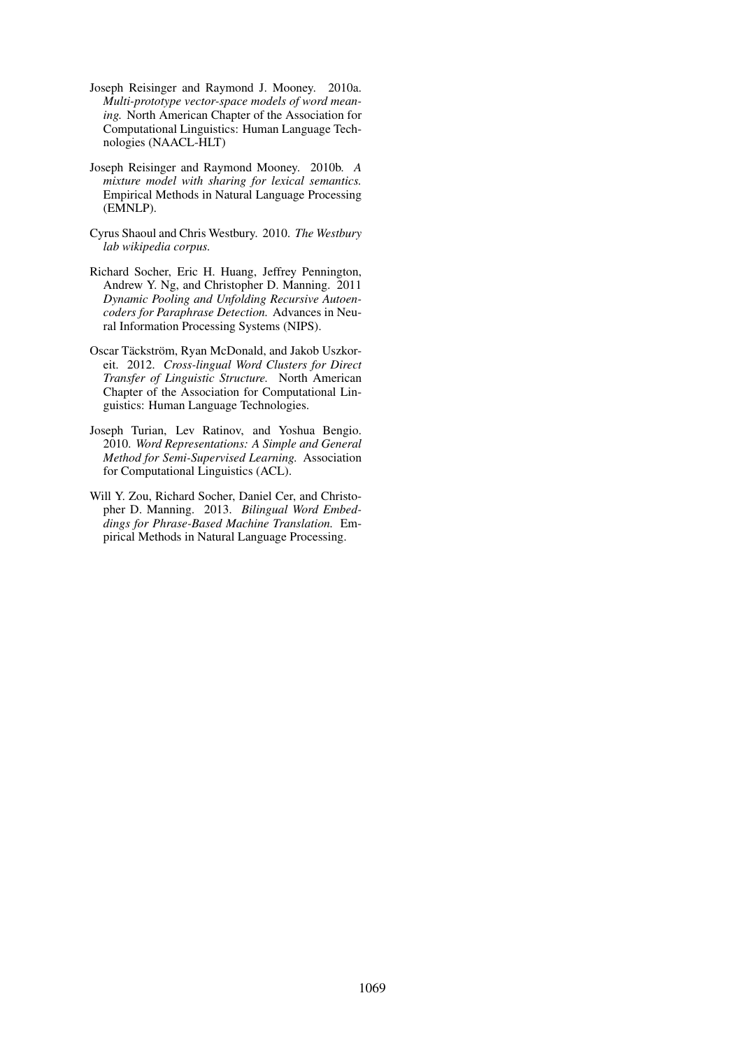Joseph Reisinger and Raymond J. Mooney. 2010a. *Multi-prototype vector-space models of word meaning.* North American Chapter of the Association for Computational Linguistics: Human Language Technologies (NAACL-HLT)

Joseph Reisinger and Raymond Mooney. 2010b. *A mixture model with sharing for lexical semantics.* Empirical Methods in Natural Language Processing (EMNLP).

Cyrus Shaoul and Chris Westbury. 2010. *The Westbury lab wikipedia corpus.*

Richard Socher, Eric H. Huang, Jeffrey Pennington, Andrew Y. Ng, and Christopher D. Manning. 2011 *Dynamic Pooling and Unfolding Recursive Autoencoders for Paraphrase Detection.* Advances in Neural Information Processing Systems (NIPS).

Oscar Täckström, Ryan McDonald, and Jakob Uszkoreit. 2012. *Cross-lingual Word Clusters for Direct Transfer of Linguistic Structure.* North American Chapter of the Association for Computational Linguistics: Human Language Technologies.

Joseph Turian, Lev Ratinov, and Yoshua Bengio. 2010. *Word Representations: A Simple and General Method for Semi-Supervised Learning.* Association for Computational Linguistics (ACL).

Will Y. Zou, Richard Socher, Daniel Cer, and Christopher D. Manning. 2013. *Bilingual Word Embeddings for Phrase-Based Machine Translation.* Empirical Methods in Natural Language Processing.